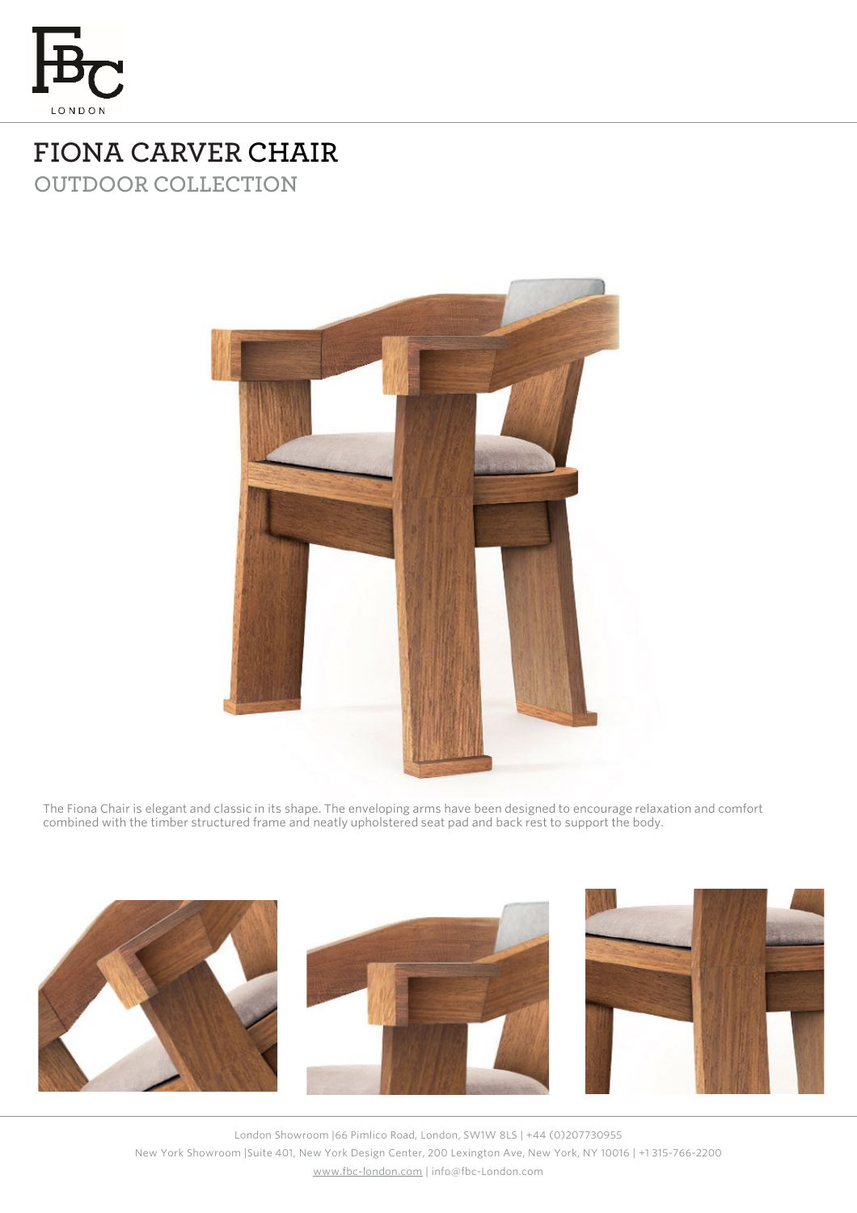# FIONA CARVER CHAIR

## OUTDOOR COLLECTION

The Fiona Chair is elegant and classic in its shape. The enveloping arms have been designed to encourage relaxation and comfort combined with the timber structured frame and neatly upholstered seat pad and back rest to support the body.

London Showroom |66 Pimlico Road, London, SW1W 8LS | +44 (0)207730955

New York Showroom |Suite 401, New York Design Center, 200 Lexington Ave, New York, NY 10016 | +1 315-766-2200

www.fbc-london.com | info@fbc-London.com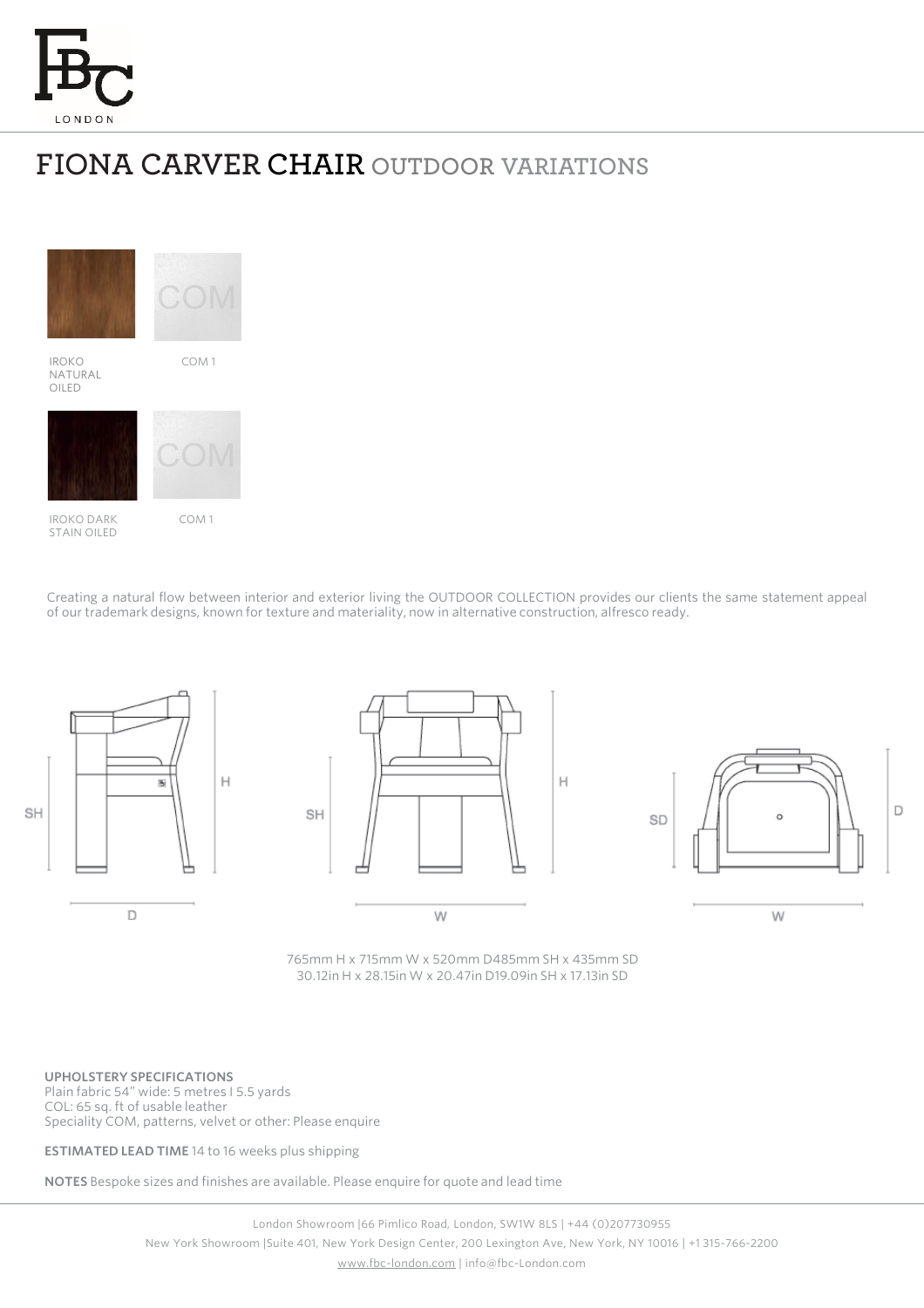# FIONA CARVER CHAIR OUTDOOR VARIATIONS

IROKO NATURAL OILED

COM 1

IROKO DARK STAIN OILED

COM 1

Creating a natural flow between interior and exterior living the OUTDOOR COLLECTION provides our clients the same statement appeal of our trademark designs, known for texture and materiality, now in alternative construction, alfresco ready.

SH
H
D
SH
H
W
SD
D
W

765mm H x 715mm W x 520mm D485mm SH x 435mm SD
30.12in H x 28.15in W x 20.47in D19.09in SH x 17.13in SD

**UPHOLSTERY SPECIFICATIONS**
Plain fabric 54" wide: 5 metres I 5.5 yards
COL: 65 sq. ft of usable leather
Speciality COM, patterns, velvet or other: Please enquire

**ESTIMATED LEAD TIME** 14 to 16 weeks plus shipping

**NOTES** Bespoke sizes and finishes are available. Please enquire for quote and lead time

London Showroom |66 Pimlico Road, London, SW1W 8LS | +44 (0)207730955
New York Showroom |Suite 401, New York Design Center, 200 Lexington Ave, New York, NY 10016 | +1 315-766-2200
www.fbc-london.com | info@fbc-London.com